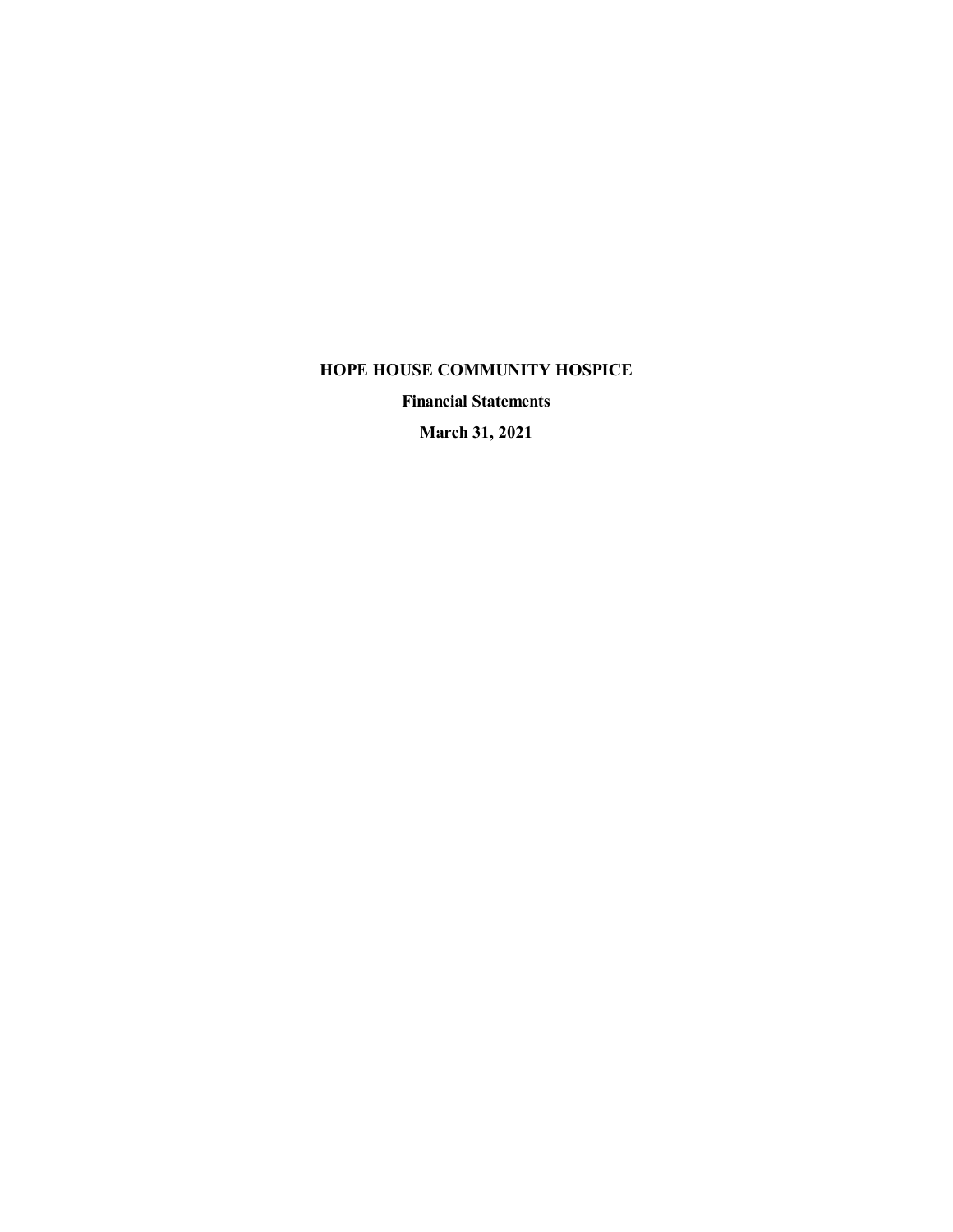# HOPE HOUSE COMMUNITY HOSPICE

**Financial Statements**

**March 31, 2021**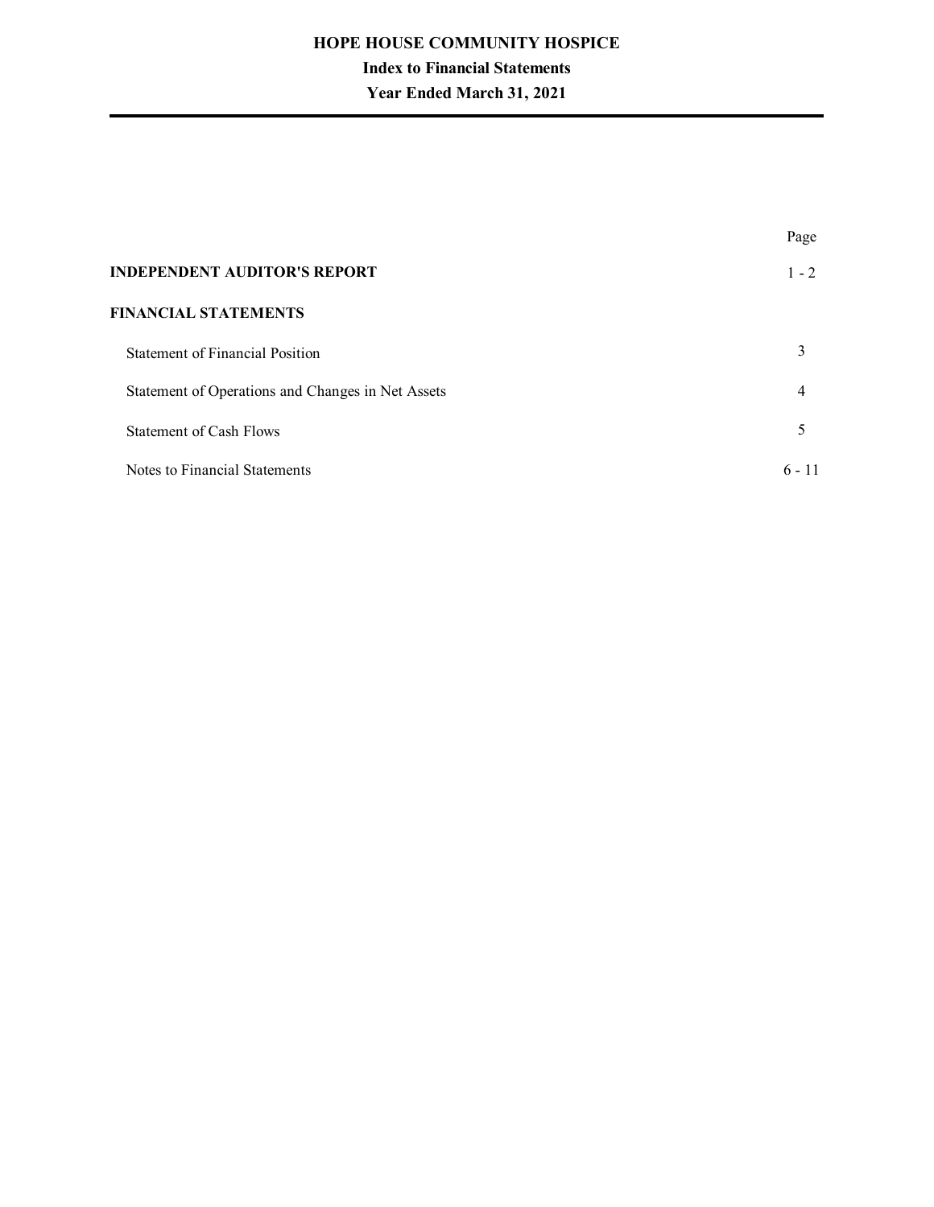# HOPE HOUSE COMMUNITY HOSPICE

## Index to Financial Statements

## Year Ended March 31, 2021

| | Page |
|---|---|
| **INDEPENDENT AUDITOR'S REPORT** | 1 - 2 |
| **FINANCIAL STATEMENTS** | |
| Statement of Financial Position | 3 |
| Statement of Operations and Changes in Net Assets | 4 |
| Statement of Cash Flows | 5 |
| Notes to Financial Statements | 6 - 11 |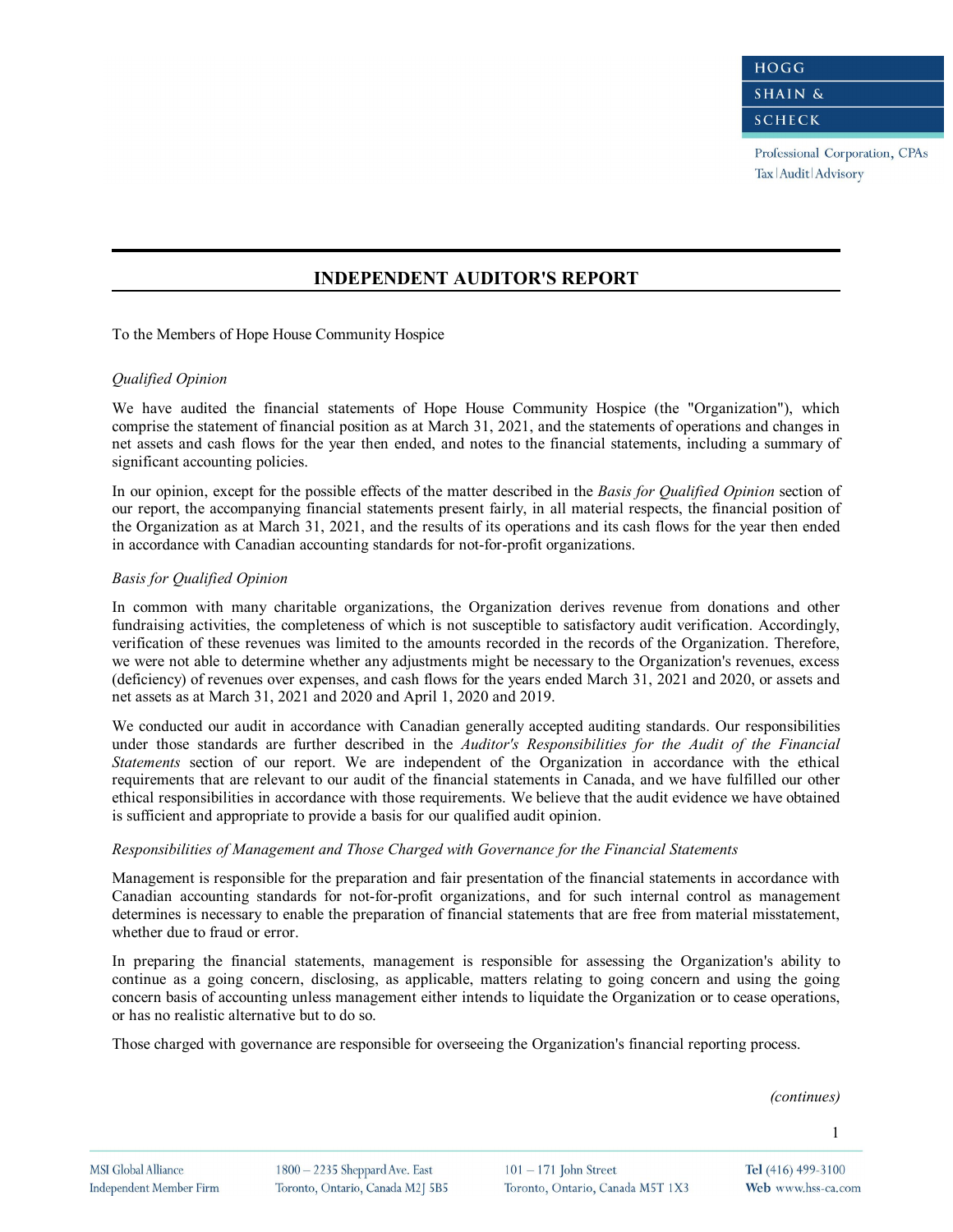# INDEPENDENT AUDITOR'S REPORT

To the Members of Hope House Community Hospice

*Qualified Opinion*

We have audited the financial statements of Hope House Community Hospice (the "Organization"), which comprise the statement of financial position as at March 31, 2021, and the statements of operations and changes in net assets and cash flows for the year then ended, and notes to the financial statements, including a summary of significant accounting policies.

In our opinion, except for the possible effects of the matter described in the *Basis for Qualified Opinion* section of our report, the accompanying financial statements present fairly, in all material respects, the financial position of the Organization as at March 31, 2021, and the results of its operations and its cash flows for the year then ended in accordance with Canadian accounting standards for not-for-profit organizations.

*Basis for Qualified Opinion*

In common with many charitable organizations, the Organization derives revenue from donations and other fundraising activities, the completeness of which is not susceptible to satisfactory audit verification. Accordingly, verification of these revenues was limited to the amounts recorded in the records of the Organization. Therefore, we were not able to determine whether any adjustments might be necessary to the Organization's revenues, excess (deficiency) of revenues over expenses, and cash flows for the years ended March 31, 2021 and 2020, or assets and net assets as at March 31, 2021 and 2020 and April 1, 2020 and 2019.

We conducted our audit in accordance with Canadian generally accepted auditing standards. Our responsibilities under those standards are further described in the *Auditor's Responsibilities for the Audit of the Financial Statements* section of our report. We are independent of the Organization in accordance with the ethical requirements that are relevant to our audit of the financial statements in Canada, and we have fulfilled our other ethical responsibilities in accordance with those requirements. We believe that the audit evidence we have obtained is sufficient and appropriate to provide a basis for our qualified audit opinion.

*Responsibilities of Management and Those Charged with Governance for the Financial Statements*

Management is responsible for the preparation and fair presentation of the financial statements in accordance with Canadian accounting standards for not-for-profit organizations, and for such internal control as management determines is necessary to enable the preparation of financial statements that are free from material misstatement, whether due to fraud or error.

In preparing the financial statements, management is responsible for assessing the Organization's ability to continue as a going concern, disclosing, as applicable, matters relating to going concern and using the going concern basis of accounting unless management either intends to liquidate the Organization or to cease operations, or has no realistic alternative but to do so.

Those charged with governance are responsible for overseeing the Organization's financial reporting process.

*(continues)*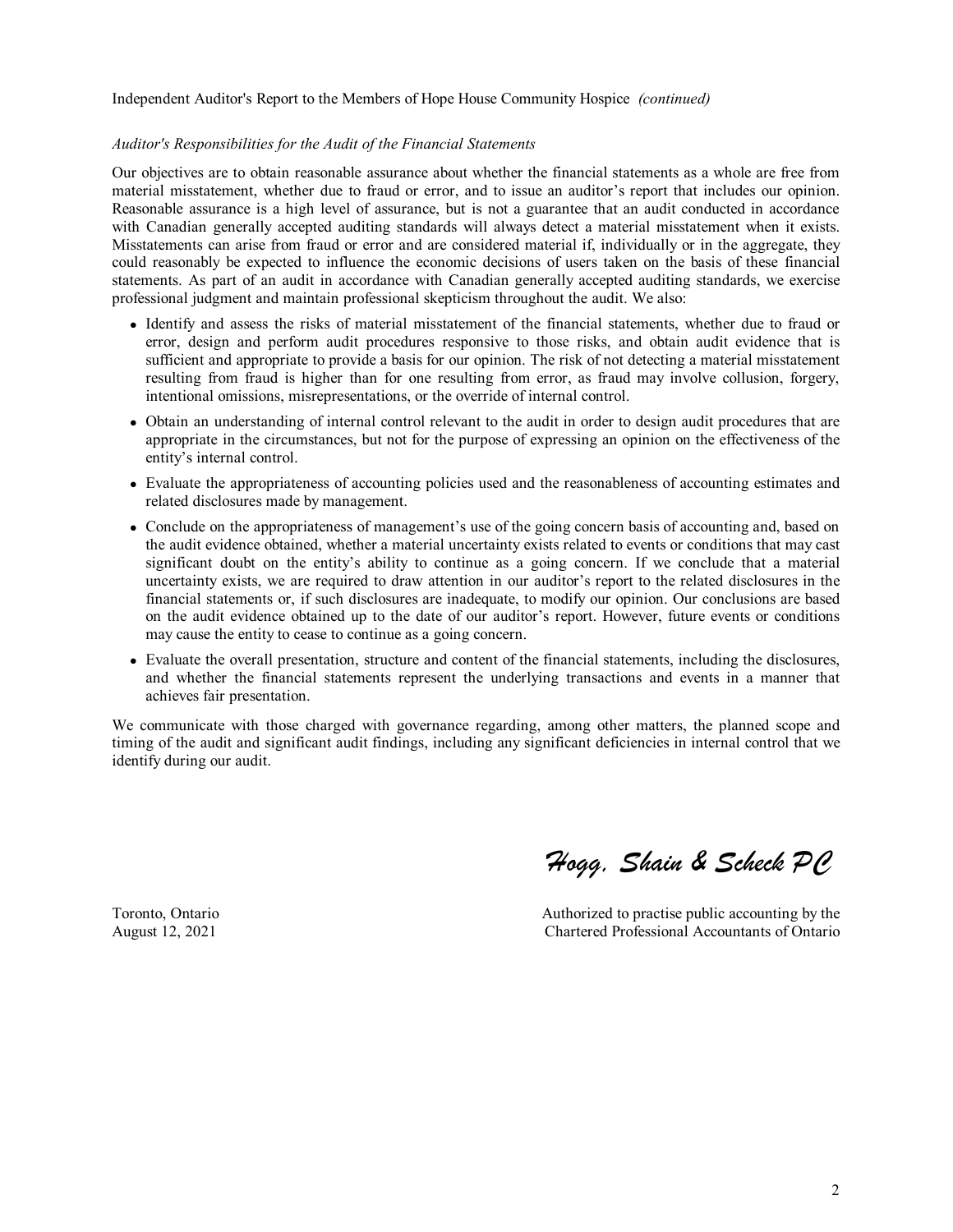Independent Auditor's Report to the Members of Hope House Community Hospice *(continued)*

*Auditor's Responsibilities for the Audit of the Financial Statements*

Our objectives are to obtain reasonable assurance about whether the financial statements as a whole are free from material misstatement, whether due to fraud or error, and to issue an auditor's report that includes our opinion. Reasonable assurance is a high level of assurance, but is not a guarantee that an audit conducted in accordance with Canadian generally accepted auditing standards will always detect a material misstatement when it exists. Misstatements can arise from fraud or error and are considered material if, individually or in the aggregate, they could reasonably be expected to influence the economic decisions of users taken on the basis of these financial statements. As part of an audit in accordance with Canadian generally accepted auditing standards, we exercise professional judgment and maintain professional skepticism throughout the audit. We also:

- Identify and assess the risks of material misstatement of the financial statements, whether due to fraud or error, design and perform audit procedures responsive to those risks, and obtain audit evidence that is sufficient and appropriate to provide a basis for our opinion. The risk of not detecting a material misstatement resulting from fraud is higher than for one resulting from error, as fraud may involve collusion, forgery, intentional omissions, misrepresentations, or the override of internal control.
- Obtain an understanding of internal control relevant to the audit in order to design audit procedures that are appropriate in the circumstances, but not for the purpose of expressing an opinion on the effectiveness of the entity's internal control.
- Evaluate the appropriateness of accounting policies used and the reasonableness of accounting estimates and related disclosures made by management.
- Conclude on the appropriateness of management's use of the going concern basis of accounting and, based on the audit evidence obtained, whether a material uncertainty exists related to events or conditions that may cast significant doubt on the entity's ability to continue as a going concern. If we conclude that a material uncertainty exists, we are required to draw attention in our auditor's report to the related disclosures in the financial statements or, if such disclosures are inadequate, to modify our opinion. Our conclusions are based on the audit evidence obtained up to the date of our auditor's report. However, future events or conditions may cause the entity to cease to continue as a going concern.
- Evaluate the overall presentation, structure and content of the financial statements, including the disclosures, and whether the financial statements represent the underlying transactions and events in a manner that achieves fair presentation.

We communicate with those charged with governance regarding, among other matters, the planned scope and timing of the audit and significant audit findings, including any significant deficiencies in internal control that we identify during our audit.

*Hogg, Shain & Scheck PC*

Toronto, Ontario
August 12, 2021

Authorized to practise public accounting by the
Chartered Professional Accountants of Ontario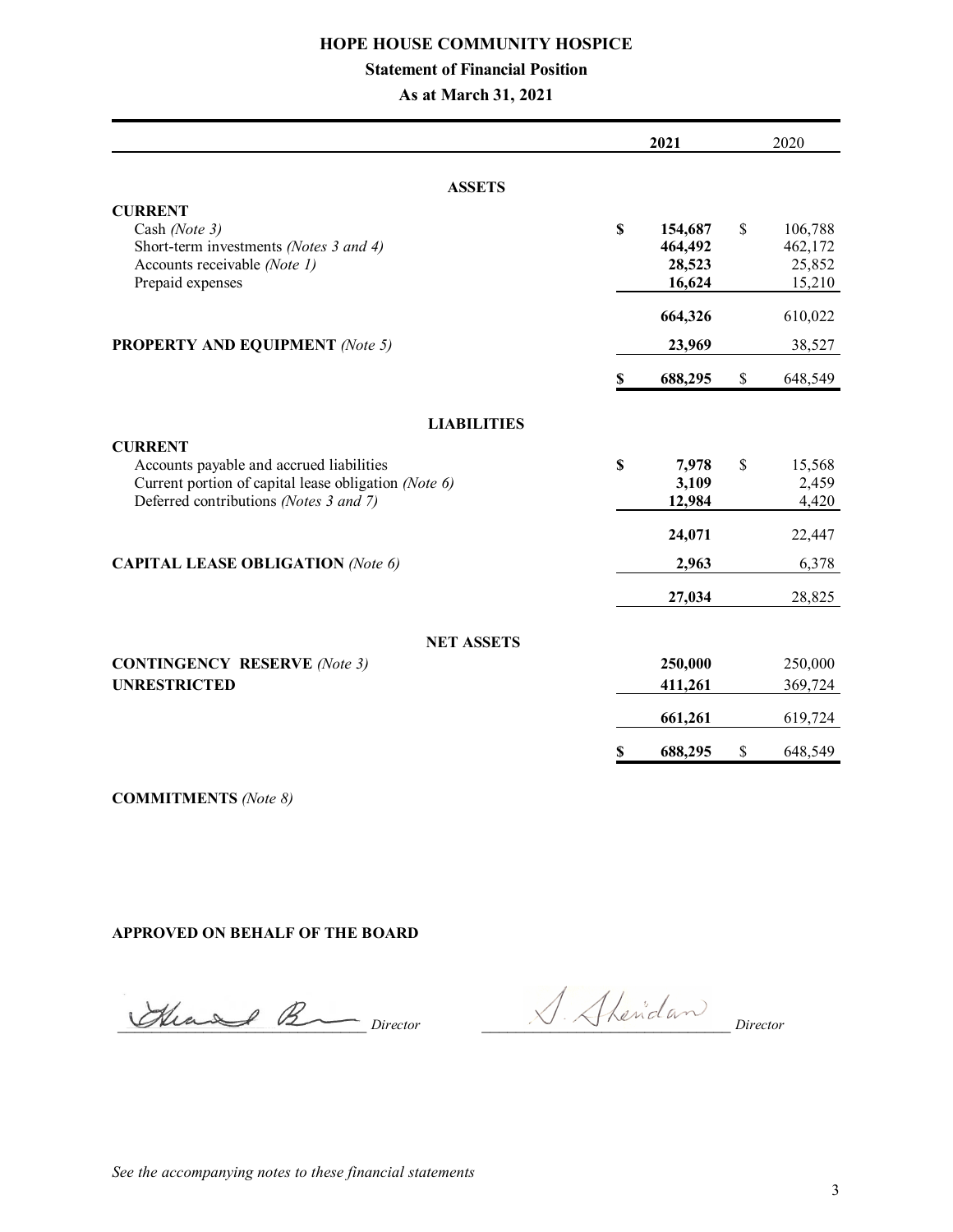# HOPE HOUSE COMMUNITY HOSPICE

## Statement of Financial Position

### As at March 31, 2021

| | 2021 | 2020 |
|---|---|---|
| **ASSETS** | | |
| **CURRENT** | | |
| Cash *(Note 3)* | **$ 154,687** | $ 106,788 |
| Short-term investments *(Notes 3 and 4)* | **464,492** | 462,172 |
| Accounts receivable *(Note 1)* | **28,523** | 25,852 |
| Prepaid expenses | **16,624** | 15,210 |
| | **664,326** | 610,022 |
| **PROPERTY AND EQUIPMENT** *(Note 5)* | **23,969** | 38,527 |
| | **$ 688,295** | $ 648,549 |
| **LIABILITIES** | | |
| **CURRENT** | | |
| Accounts payable and accrued liabilities | **$ 7,978** | $ 15,568 |
| Current portion of capital lease obligation *(Note 6)* | **3,109** | 2,459 |
| Deferred contributions *(Notes 3 and 7)* | **12,984** | 4,420 |
| | **24,071** | 22,447 |
| **CAPITAL LEASE OBLIGATION** *(Note 6)* | **2,963** | 6,378 |
| | **27,034** | 28,825 |
| **NET ASSETS** | | |
| **CONTINGENCY RESERVE** *(Note 3)* | **250,000** | 250,000 |
| **UNRESTRICTED** | **411,261** | 369,724 |
| | **661,261** | 619,724 |
| | **$ 688,295** | $ 648,549 |

**COMMITMENTS** *(Note 8)*

**APPROVED ON BEHALF OF THE BOARD**

_______________ *Director* _______________ *Director*

*See the accompanying notes to these financial statements*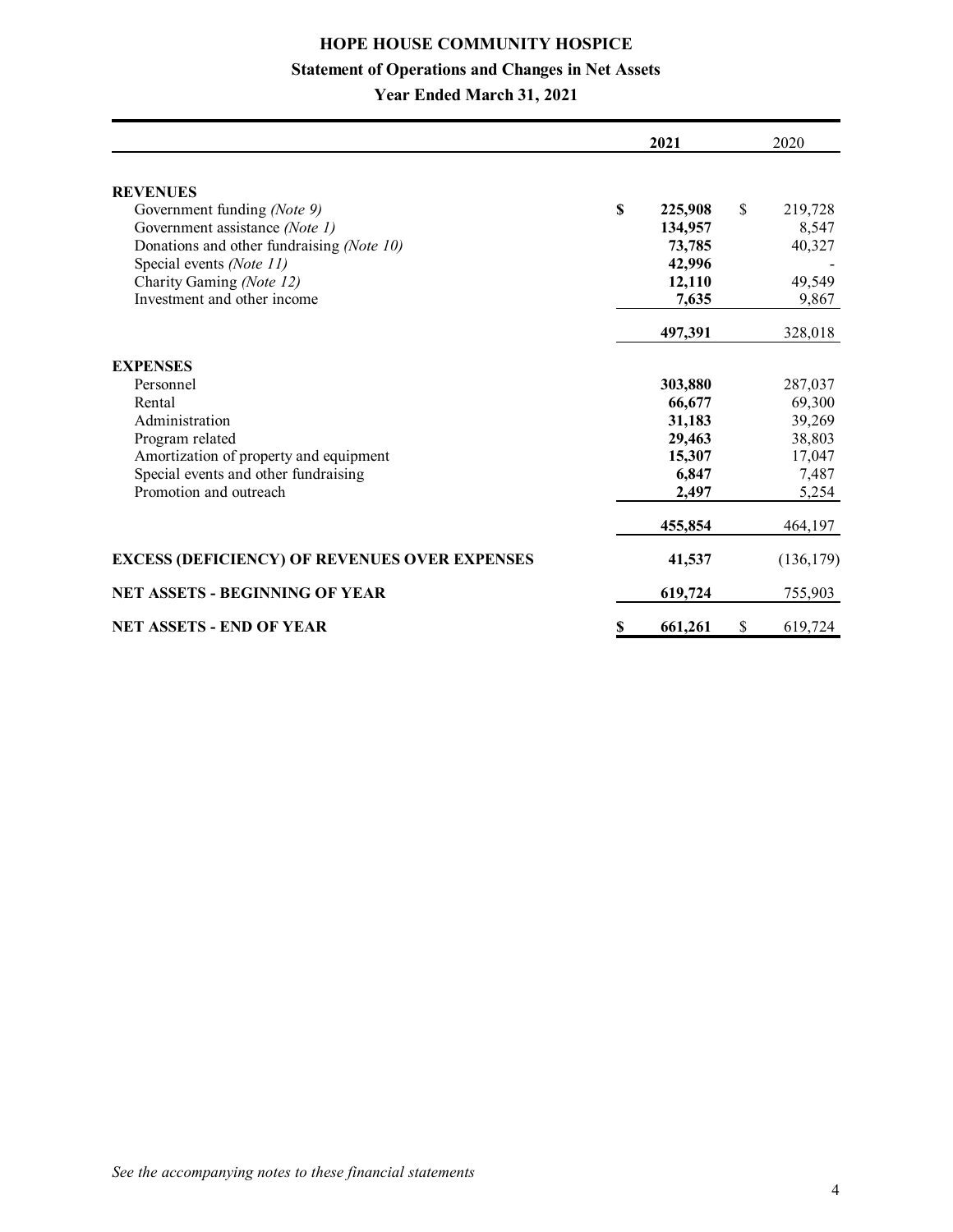# HOPE HOUSE COMMUNITY HOSPICE

## Statement of Operations and Changes in Net Assets

### Year Ended March 31, 2021

| | 2021 | 2020 |
|---|---|---|
| **REVENUES** | | |
| Government funding *(Note 9)* | **$ 225,908** | $ 219,728 |
| Government assistance *(Note 1)* | **134,957** | 8,547 |
| Donations and other fundraising *(Note 10)* | **73,785** | 40,327 |
| Special events *(Note 11)* | **42,996** | - |
| Charity Gaming *(Note 12)* | **12,110** | 49,549 |
| Investment and other income | **7,635** | 9,867 |
| | **497,391** | 328,018 |
| **EXPENSES** | | |
| Personnel | **303,880** | 287,037 |
| Rental | **66,677** | 69,300 |
| Administration | **31,183** | 39,269 |
| Program related | **29,463** | 38,803 |
| Amortization of property and equipment | **15,307** | 17,047 |
| Special events and other fundraising | **6,847** | 7,487 |
| Promotion and outreach | **2,497** | 5,254 |
| | **455,854** | 464,197 |
| **EXCESS (DEFICIENCY) OF REVENUES OVER EXPENSES** | **41,537** | (136,179) |
| **NET ASSETS - BEGINNING OF YEAR** | **619,724** | 755,903 |
| **NET ASSETS - END OF YEAR** | **$ 661,261** | $ 619,724 |

*See the accompanying notes to these financial statements*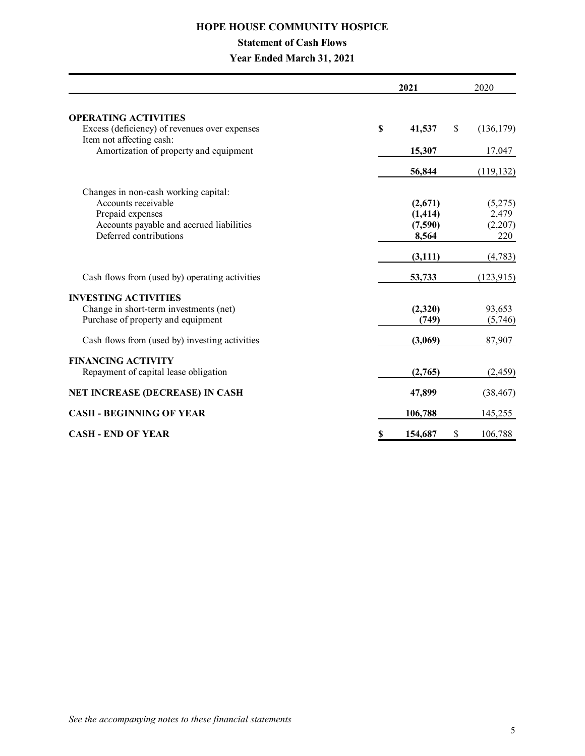# HOPE HOUSE COMMUNITY HOSPICE

## Statement of Cash Flows

### Year Ended March 31, 2021

| | 2021 | 2020 |
|---|---|---|
| **OPERATING ACTIVITIES** | | |
| Excess (deficiency) of revenues over expenses | **$ 41,537** | $ (136,179) |
| Item not affecting cash: | | |
| Amortization of property and equipment | **15,307** | 17,047 |
| | **56,844** | (119,132) |
| Changes in non-cash working capital: | | |
| Accounts receivable | **(2,671)** | (5,275) |
| Prepaid expenses | **(1,414)** | 2,479 |
| Accounts payable and accrued liabilities | **(7,590)** | (2,207) |
| Deferred contributions | **8,564** | 220 |
| | **(3,111)** | (4,783) |
| Cash flows from (used by) operating activities | **53,733** | (123,915) |
| **INVESTING ACTIVITIES** | | |
| Change in short-term investments (net) | **(2,320)** | 93,653 |
| Purchase of property and equipment | **(749)** | (5,746) |
| Cash flows from (used by) investing activities | **(3,069)** | 87,907 |
| **FINANCING ACTIVITY** | | |
| Repayment of capital lease obligation | **(2,765)** | (2,459) |
| **NET INCREASE (DECREASE) IN CASH** | **47,899** | (38,467) |
| **CASH - BEGINNING OF YEAR** | **106,788** | 145,255 |
| **CASH - END OF YEAR** | **$ 154,687** | $ 106,788 |

*See the accompanying notes to these financial statements*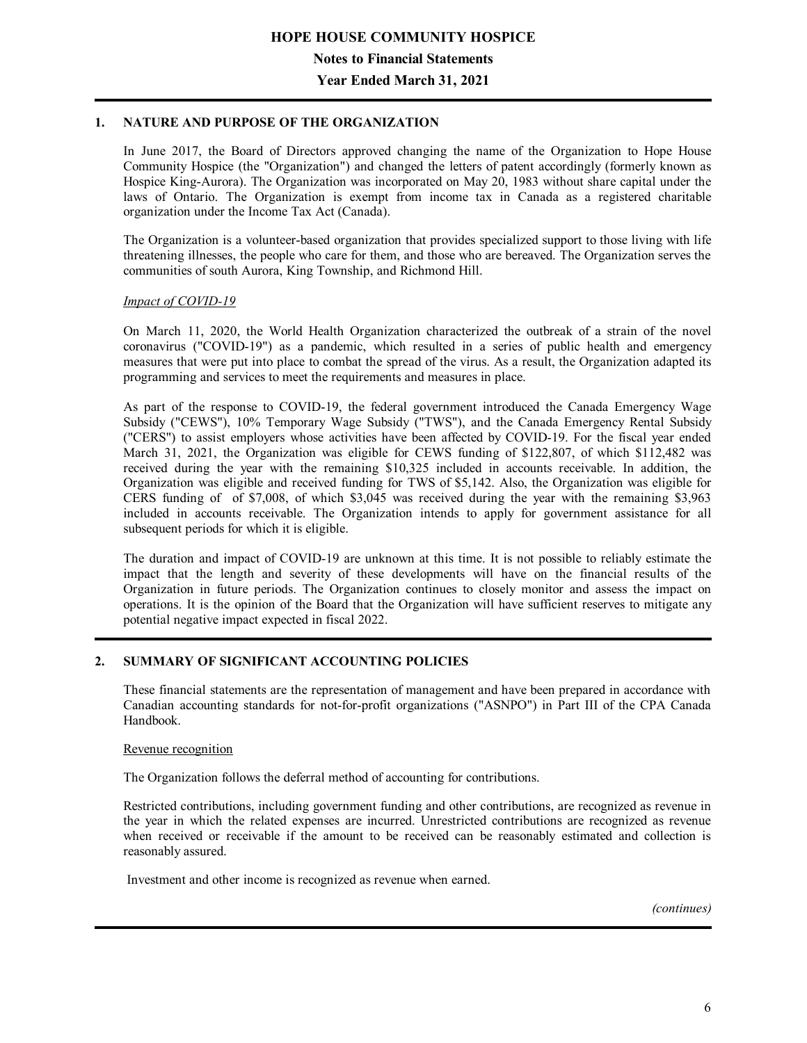# HOPE HOUSE COMMUNITY HOSPICE

## Notes to Financial Statements

## Year Ended March 31, 2021

### 1. NATURE AND PURPOSE OF THE ORGANIZATION

In June 2017, the Board of Directors approved changing the name of the Organization to Hope House Community Hospice (the "Organization") and changed the letters of patent accordingly (formerly known as Hospice King-Aurora). The Organization was incorporated on May 20, 1983 without share capital under the laws of Ontario. The Organization is exempt from income tax in Canada as a registered charitable organization under the Income Tax Act (Canada).

The Organization is a volunteer-based organization that provides specialized support to those living with life threatening illnesses, the people who care for them, and those who are bereaved. The Organization serves the communities of south Aurora, King Township, and Richmond Hill.

*Impact of COVID-19*

On March 11, 2020, the World Health Organization characterized the outbreak of a strain of the novel coronavirus ("COVID-19") as a pandemic, which resulted in a series of public health and emergency measures that were put into place to combat the spread of the virus. As a result, the Organization adapted its programming and services to meet the requirements and measures in place.

As part of the response to COVID-19, the federal government introduced the Canada Emergency Wage Subsidy ("CEWS"), 10% Temporary Wage Subsidy ("TWS"), and the Canada Emergency Rental Subsidy ("CERS") to assist employers whose activities have been affected by COVID-19. For the fiscal year ended March 31, 2021, the Organization was eligible for CEWS funding of $122,807, of which $112,482 was received during the year with the remaining $10,325 included in accounts receivable. In addition, the Organization was eligible and received funding for TWS of $5,142. Also, the Organization was eligible for CERS funding of of $7,008, of which $3,045 was received during the year with the remaining $3,963 included in accounts receivable. The Organization intends to apply for government assistance for all subsequent periods for which it is eligible.

The duration and impact of COVID-19 are unknown at this time. It is not possible to reliably estimate the impact that the length and severity of these developments will have on the financial results of the Organization in future periods. The Organization continues to closely monitor and assess the impact on operations. It is the opinion of the Board that the Organization will have sufficient reserves to mitigate any potential negative impact expected in fiscal 2022.

### 2. SUMMARY OF SIGNIFICANT ACCOUNTING POLICIES

These financial statements are the representation of management and have been prepared in accordance with Canadian accounting standards for not-for-profit organizations ("ASNPO") in Part III of the CPA Canada Handbook.

Revenue recognition

The Organization follows the deferral method of accounting for contributions.

Restricted contributions, including government funding and other contributions, are recognized as revenue in the year in which the related expenses are incurred. Unrestricted contributions are recognized as revenue when received or receivable if the amount to be received can be reasonably estimated and collection is reasonably assured.

Investment and other income is recognized as revenue when earned.

*(continues)*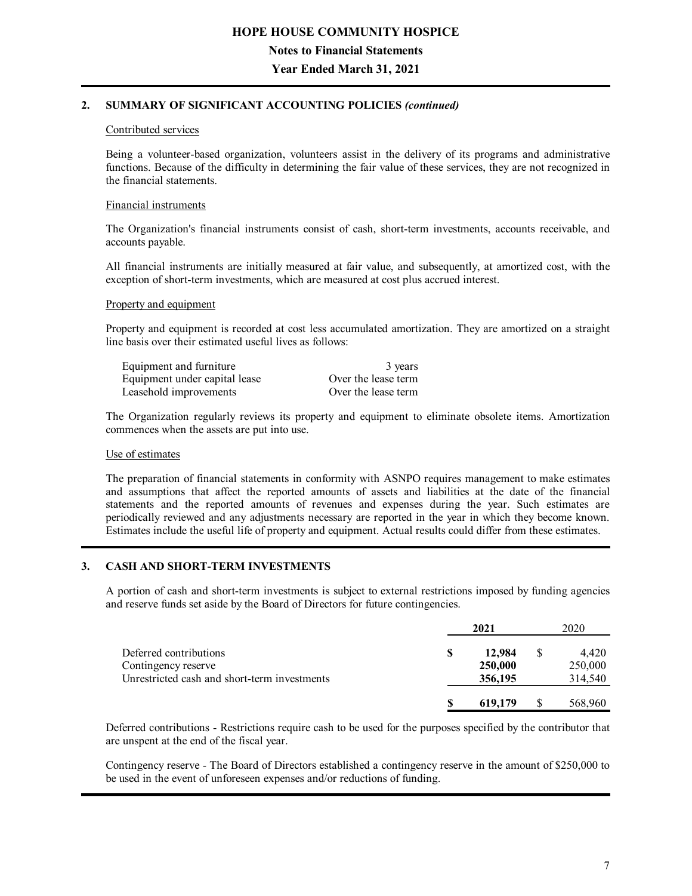## 2. SUMMARY OF SIGNIFICANT ACCOUNTING POLICIES *(continued)*

### Contributed services

Being a volunteer-based organization, volunteers assist in the delivery of its programs and administrative functions. Because of the difficulty in determining the fair value of these services, they are not recognized in the financial statements.

### Financial instruments

The Organization's financial instruments consist of cash, short-term investments, accounts receivable, and accounts payable.

All financial instruments are initially measured at fair value, and subsequently, at amortized cost, with the exception of short-term investments, which are measured at cost plus accrued interest.

### Property and equipment

Property and equipment is recorded at cost less accumulated amortization. They are amortized on a straight line basis over their estimated useful lives as follows:

| | |
|---|---|
| Equipment and furniture | 3 years |
| Equipment under capital lease | Over the lease term |
| Leasehold improvements | Over the lease term |

The Organization regularly reviews its property and equipment to eliminate obsolete items. Amortization commences when the assets are put into use.

### Use of estimates

The preparation of financial statements in conformity with ASNPO requires management to make estimates and assumptions that affect the reported amounts of assets and liabilities at the date of the financial statements and the reported amounts of revenues and expenses during the year. Such estimates are periodically reviewed and any adjustments necessary are reported in the year in which they become known. Estimates include the useful life of property and equipment. Actual results could differ from these estimates.

## 3. CASH AND SHORT-TERM INVESTMENTS

A portion of cash and short-term investments is subject to external restrictions imposed by funding agencies and reserve funds set aside by the Board of Directors for future contingencies.

| | **2021** | 2020 |
|---|---|---|
| Deferred contributions | **$ 12,984** | $ 4,420 |
| Contingency reserve | **250,000** | 250,000 |
| Unrestricted cash and short-term investments | **356,195** | 314,540 |
| | **$ 619,179** | $ 568,960 |

Deferred contributions - Restrictions require cash to be used for the purposes specified by the contributor that are unspent at the end of the fiscal year.

Contingency reserve - The Board of Directors established a contingency reserve in the amount of $250,000 to be used in the event of unforeseen expenses and/or reductions of funding.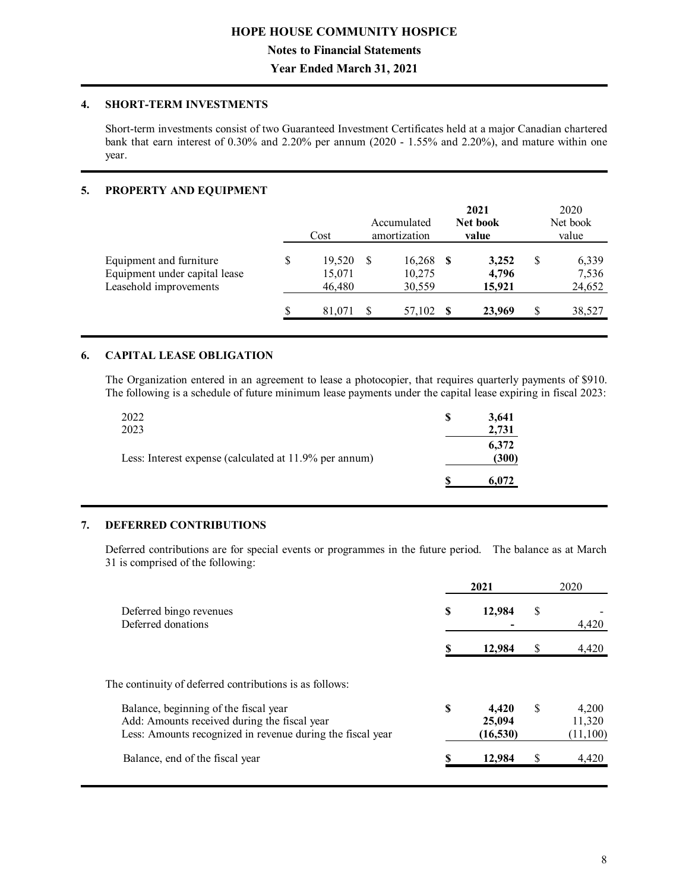# HOPE HOUSE COMMUNITY HOSPICE

## Notes to Financial Statements

## Year Ended March 31, 2021

### 4. SHORT-TERM INVESTMENTS

Short-term investments consist of two Guaranteed Investment Certificates held at a major Canadian chartered bank that earn interest of 0.30% and 2.20% per annum (2020 - 1.55% and 2.20%), and mature within one year.

### 5. PROPERTY AND EQUIPMENT

| | Cost | Accumulated amortization | **2021 Net book value** | 2020 Net book value |
|---|---|---|---|---|
| Equipment and furniture | $ 19,520 | $ 16,268 | **$ 3,252** | $ 6,339 |
| Equipment under capital lease | 15,071 | 10,275 | **4,796** | 7,536 |
| Leasehold improvements | 46,480 | 30,559 | **15,921** | 24,652 |
| | $ 81,071 | $ 57,102 | **$ 23,969** | $ 38,527 |

### 6. CAPITAL LEASE OBLIGATION

The Organization entered in an agreement to lease a photocopier, that requires quarterly payments of $910. The following is a schedule of future minimum lease payments under the capital lease expiring in fiscal 2023:

| | |
|---|---|
| 2022 | **$ 3,641** |
| 2023 | **2,731** |
| | **6,372** |
| Less: Interest expense (calculated at 11.9% per annum) | **(300)** |
| | **$ 6,072** |

### 7. DEFERRED CONTRIBUTIONS

Deferred contributions are for special events or programmes in the future period. The balance as at March 31 is comprised of the following:

| | **2021** | 2020 |
|---|---|---|
| Deferred bingo revenues | **$ 12,984** | $ - |
| Deferred donations | **-** | 4,420 |
| | **$ 12,984** | $ 4,420 |

The continuity of deferred contributions is as follows:

| | **2021** | 2020 |
|---|---|---|
| Balance, beginning of the fiscal year | **$ 4,420** | $ 4,200 |
| Add: Amounts received during the fiscal year | **25,094** | 11,320 |
| Less: Amounts recognized in revenue during the fiscal year | **(16,530)** | (11,100) |
| Balance, end of the fiscal year | **$ 12,984** | $ 4,420 |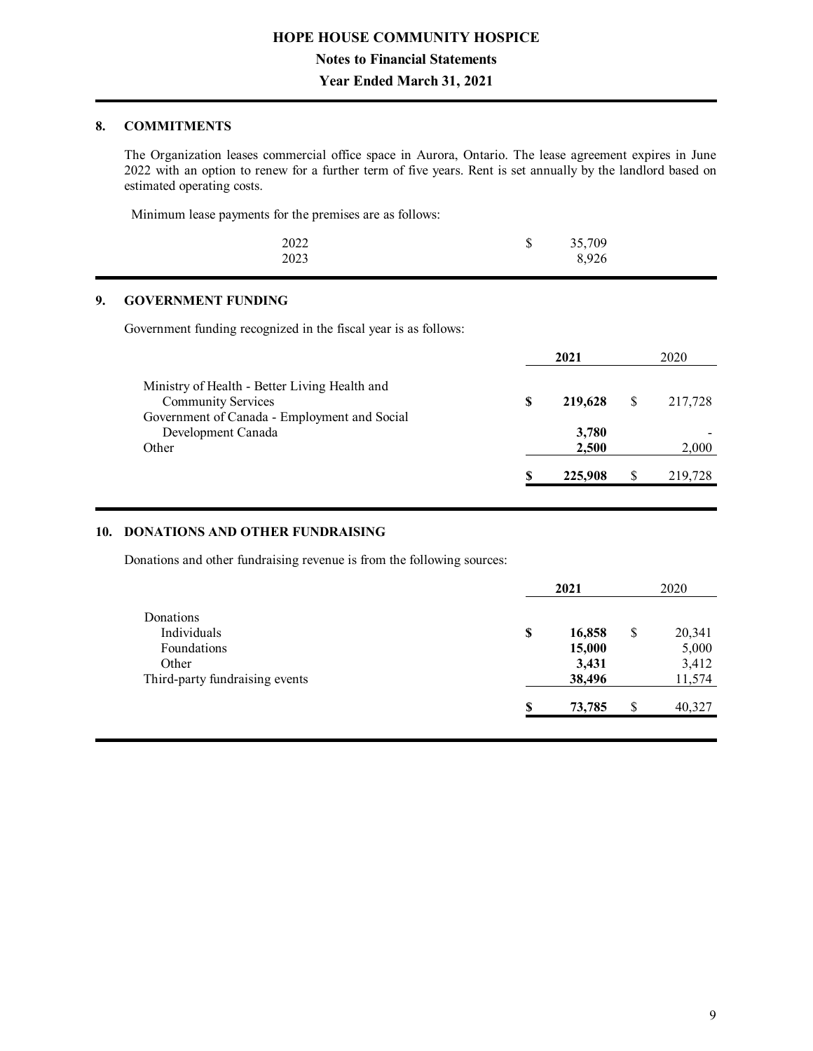## 8. COMMITMENTS

The Organization leases commercial office space in Aurora, Ontario. The lease agreement expires in June 2022 with an option to renew for a further term of five years. Rent is set annually by the landlord based on estimated operating costs.

Minimum lease payments for the premises are as follows:

| | |
|---|---|
| 2022 | $ 35,709 |
| 2023 | 8,926 |

## 9. GOVERNMENT FUNDING

Government funding recognized in the fiscal year is as follows:

| | **2021** | 2020 |
|---|---|---|
| Ministry of Health - Better Living Health and Community Services | **$ 219,628** | $ 217,728 |
| Government of Canada - Employment and Social Development Canada | **3,780** | - |
| Other | **2,500** | 2,000 |
| | **$ 225,908** | $ 219,728 |

## 10. DONATIONS AND OTHER FUNDRAISING

Donations and other fundraising revenue is from the following sources:

| | **2021** | 2020 |
|---|---|---|
| Donations | | |
| Individuals | **$ 16,858** | $ 20,341 |
| Foundations | **15,000** | 5,000 |
| Other | **3,431** | 3,412 |
| Third-party fundraising events | **38,496** | 11,574 |
| | **$ 73,785** | $ 40,327 |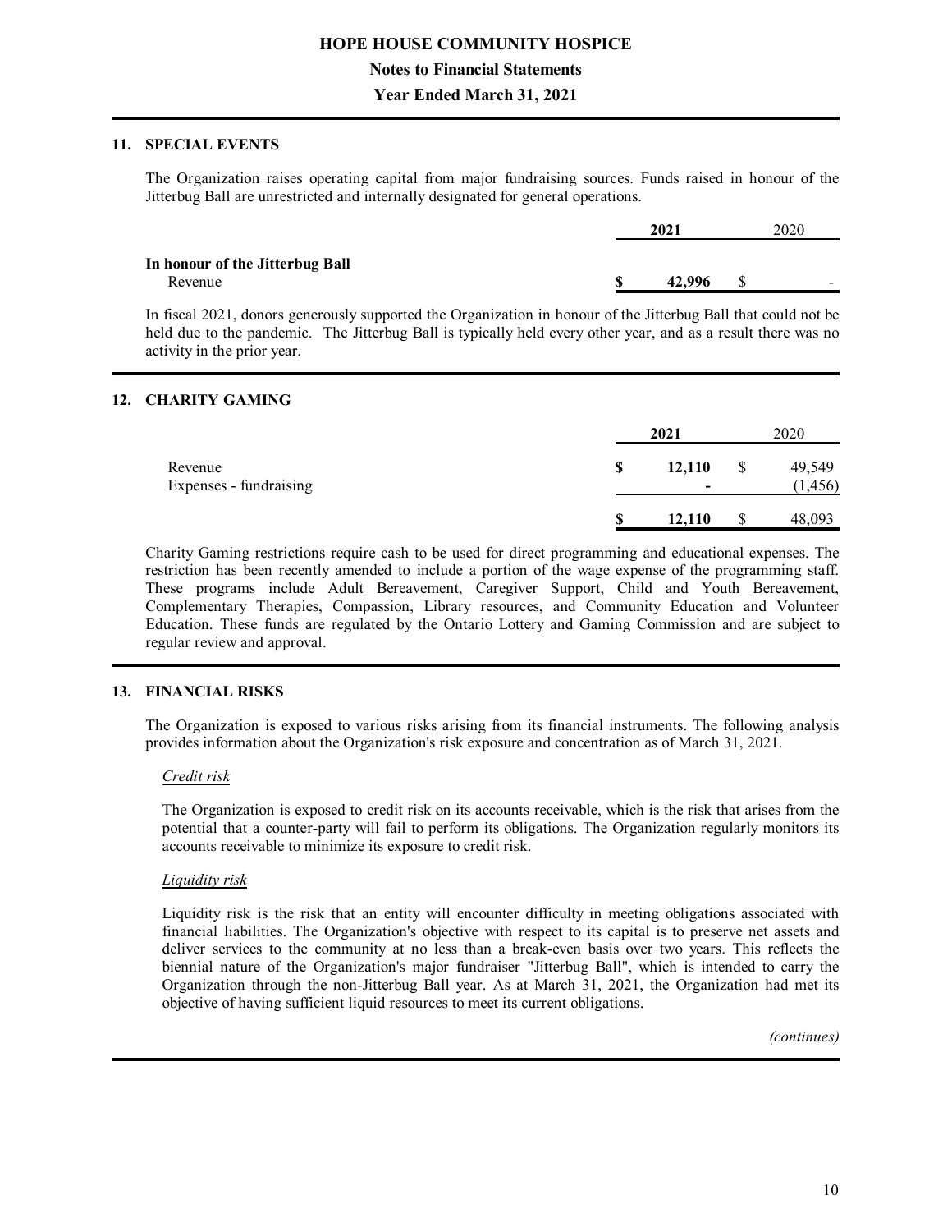## 11. SPECIAL EVENTS

The Organization raises operating capital from major fundraising sources. Funds raised in honour of the Jitterbug Ball are unrestricted and internally designated for general operations.

| | 2021 | 2020 |
|---|---|---|
| **In honour of the Jitterbug Ball** | | |
| Revenue | **$ 42,996** | $ - |

In fiscal 2021, donors generously supported the Organization in honour of the Jitterbug Ball that could not be held due to the pandemic. The Jitterbug Ball is typically held every other year, and as a result there was no activity in the prior year.

## 12. CHARITY GAMING

| | 2021 | 2020 |
|---|---|---|
| Revenue | **$ 12,110** | $ 49,549 |
| Expenses - fundraising | **-** | (1,456) |
| | **$ 12,110** | $ 48,093 |

Charity Gaming restrictions require cash to be used for direct programming and educational expenses. The restriction has been recently amended to include a portion of the wage expense of the programming staff. These programs include Adult Bereavement, Caregiver Support, Child and Youth Bereavement, Complementary Therapies, Compassion, Library resources, and Community Education and Volunteer Education. These funds are regulated by the Ontario Lottery and Gaming Commission and are subject to regular review and approval.

## 13. FINANCIAL RISKS

The Organization is exposed to various risks arising from its financial instruments. The following analysis provides information about the Organization's risk exposure and concentration as of March 31, 2021.

*Credit risk*

The Organization is exposed to credit risk on its accounts receivable, which is the risk that arises from the potential that a counter-party will fail to perform its obligations. The Organization regularly monitors its accounts receivable to minimize its exposure to credit risk.

*Liquidity risk*

Liquidity risk is the risk that an entity will encounter difficulty in meeting obligations associated with financial liabilities. The Organization's objective with respect to its capital is to preserve net assets and deliver services to the community at no less than a break-even basis over two years. This reflects the biennial nature of the Organization's major fundraiser "Jitterbug Ball", which is intended to carry the Organization through the non-Jitterbug Ball year. As at March 31, 2021, the Organization had met its objective of having sufficient liquid resources to meet its current obligations.

*(continues)*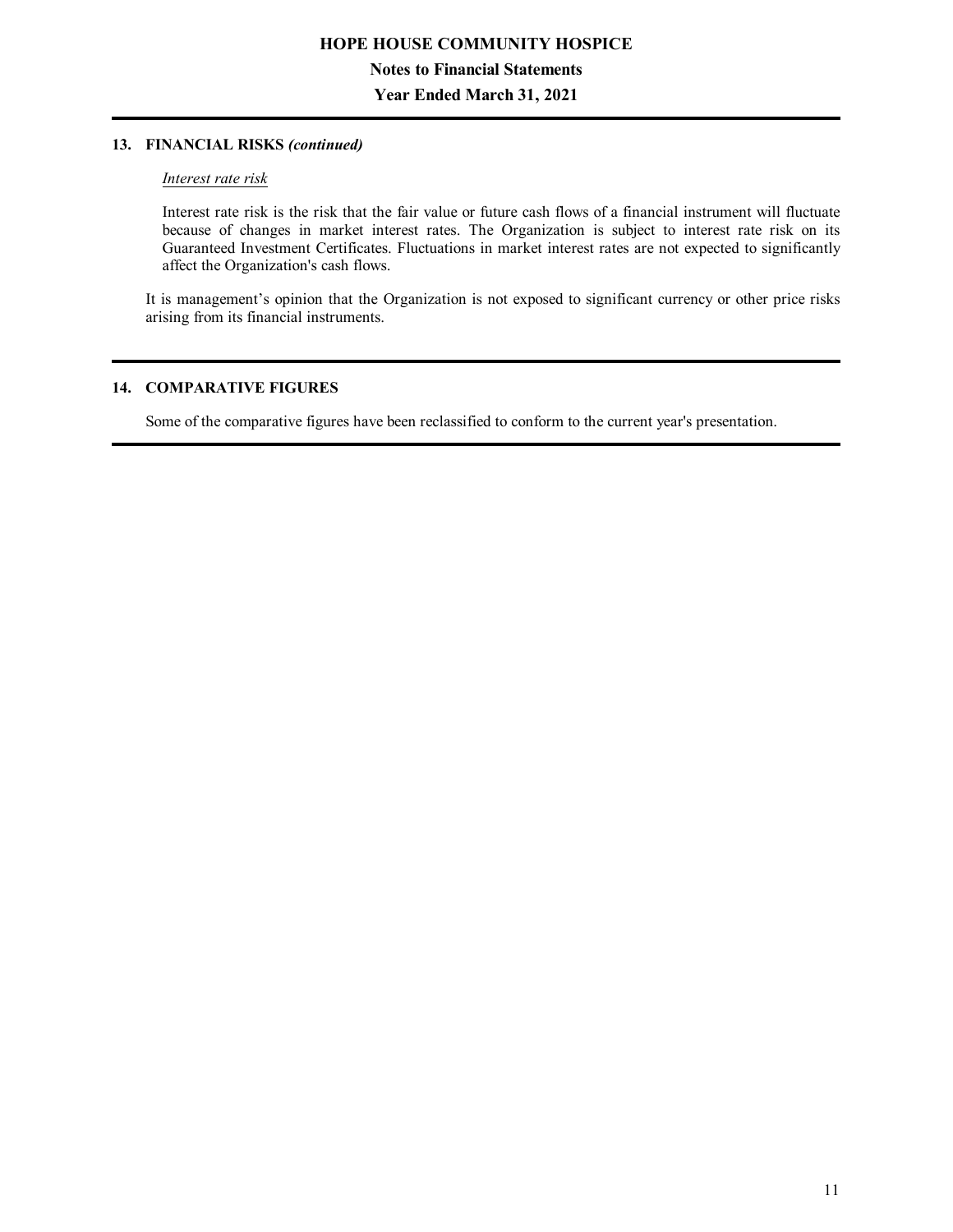## 13. FINANCIAL RISKS *(continued)*

*Interest rate risk*

Interest rate risk is the risk that the fair value or future cash flows of a financial instrument will fluctuate because of changes in market interest rates. The Organization is subject to interest rate risk on its Guaranteed Investment Certificates. Fluctuations in market interest rates are not expected to significantly affect the Organization's cash flows.

It is management's opinion that the Organization is not exposed to significant currency or other price risks arising from its financial instruments.

## 14. COMPARATIVE FIGURES

Some of the comparative figures have been reclassified to conform to the current year's presentation.